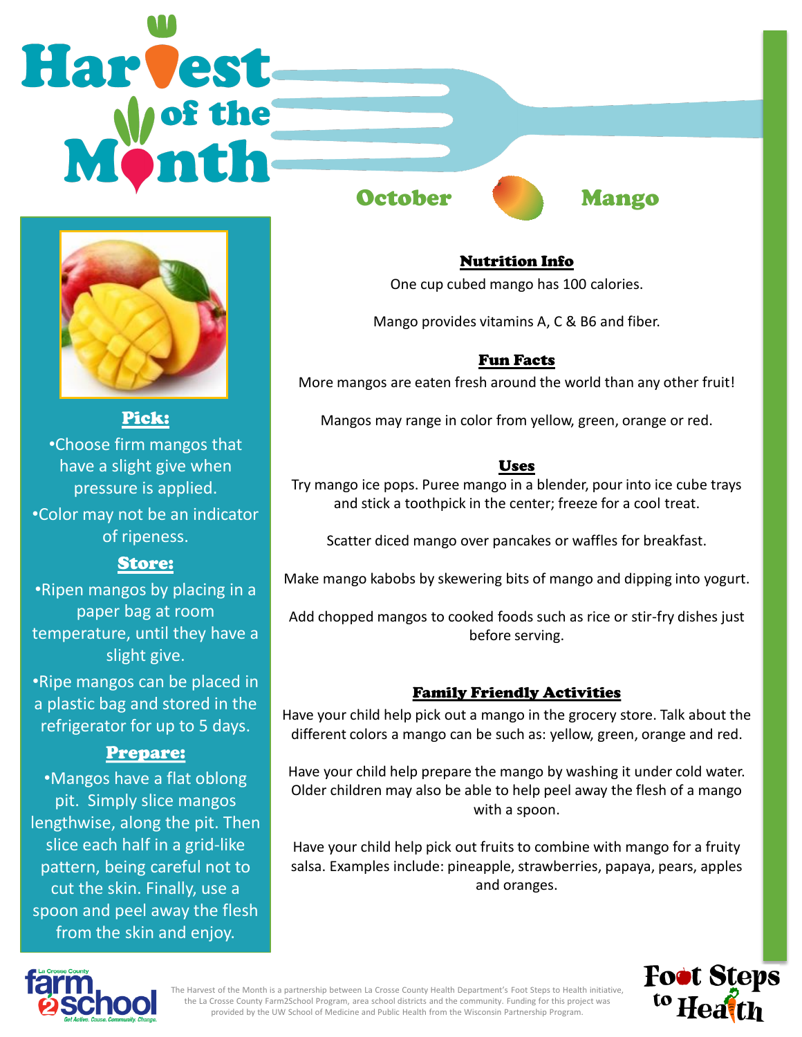# Harvest of the Month

## October — Mango

### Pick:

- Choose firm mangos that have a slight give when pressure is applied.
- Color may not be an indicator of ripeness.

### Store:

- Ripen mangos by placing in a paper bag at room temperature, until they have a slight give.
- Ripe mangos can be placed in a plastic bag and stored in the refrigerator for up to 5 days.

### Prepare:

- Mangos have a flat oblong pit. Simply slice mangos lengthwise, along the pit. Then slice each half in a grid-like pattern, being careful not to cut the skin. Finally, use a spoon and peel away the flesh from the skin and enjoy.

### Nutrition Info

One cup cubed mango has 100 calories.

Mango provides vitamins A, C & B6 and fiber.

### Fun Facts

More mangos are eaten fresh around the world than any other fruit!

Mangos may range in color from yellow, green, orange or red.

### Uses

Try mango ice pops. Puree mango in a blender, pour into ice cube trays and stick a toothpick in the center; freeze for a cool treat.

Scatter diced mango over pancakes or waffles for breakfast.

Make mango kabobs by skewering bits of mango and dipping into yogurt.

Add chopped mangos to cooked foods such as rice or stir-fry dishes just before serving.

### Family Friendly Activities

Have your child help pick out a mango in the grocery store. Talk about the different colors a mango can be such as: yellow, green, orange and red.

Have your child help prepare the mango by washing it under cold water. Older children may also be able to help peel away the flesh of a mango with a spoon.

Have your child help pick out fruits to combine with mango for a fruity salsa. Examples include: pineapple, strawberries, papaya, pears, apples and oranges.

La Crosse County farm2school — Get Active. Cause. Community. Change.

The Harvest of the Month is a partnership between La Crosse County Health Department's Foot Steps to Health initiative, the La Crosse County Farm2School Program, area school districts and the community. Funding for this project was provided by the UW School of Medicine and Public Health from the Wisconsin Partnership Program.

Foot Steps to Health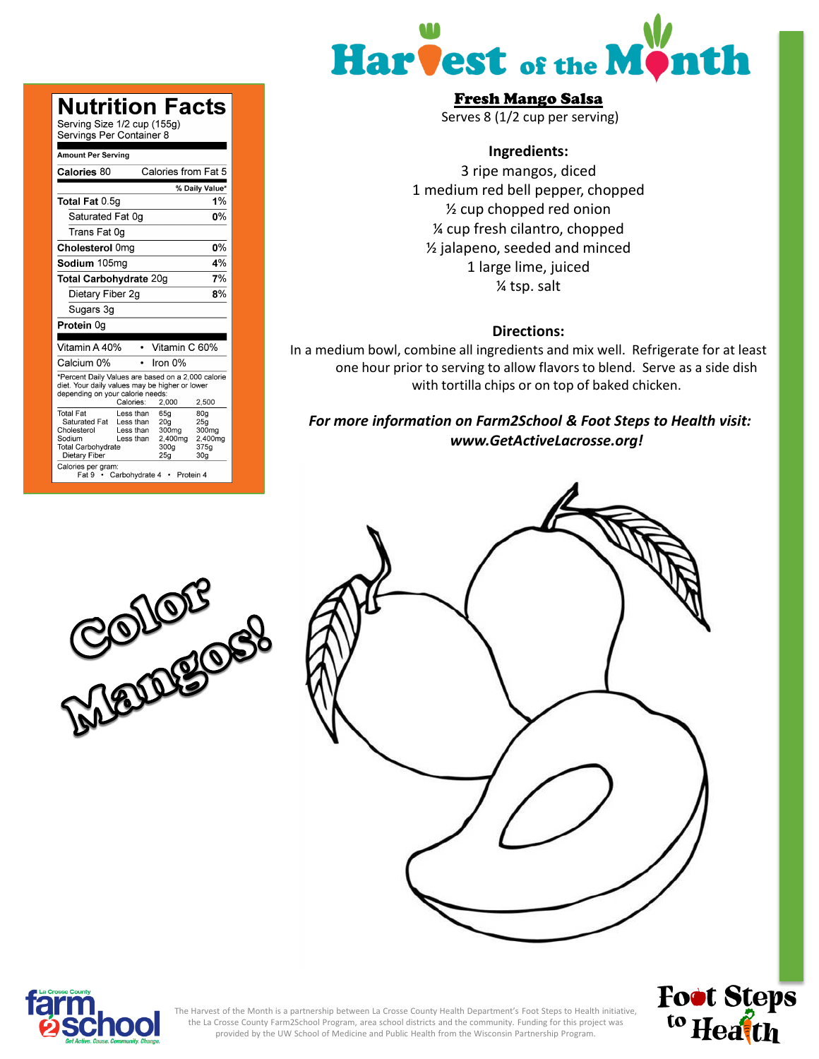# Harvest of the Month

## Nutrition Facts

Serving Size 1/2 cup (155g)
Servings Per Container 8

| Amount Per Serving | |
|---|---|
| **Calories** 80 | Calories from Fat 5 |
| | % Daily Value* |
| **Total Fat** 0.5g | 1% |
| Saturated Fat 0g | 0% |
| Trans Fat 0g | |
| **Cholesterol** 0mg | 0% |
| **Sodium** 105mg | 4% |
| **Total Carbohydrate** 20g | 7% |
| Dietary Fiber 2g | 8% |
| Sugars 3g | |
| **Protein** 0g | |

Vitamin A 40% • Vitamin C 60%
Calcium 0% • Iron 0%

*Percent Daily Values are based on a 2,000 calorie diet. Your daily values may be higher or lower depending on your calorie needs:

| | | Calories: 2,000 | 2,500 |
|---|---|---|---|
| Total Fat | Less than | 65g | 80g |
| Saturated Fat | Less than | 20g | 25g |
| Cholesterol | Less than | 300mg | 300mg |
| Sodium | Less than | 2,400mg | 2,400mg |
| Total Carbohydrate | | 300g | 375g |
| Dietary Fiber | | 25g | 30g |

Calories per gram:
Fat 9 • Carbohydrate 4 • Protein 4

## Fresh Mango Salsa

Serves 8 (1/2 cup per serving)

### Ingredients:

3 ripe mangos, diced
1 medium red bell pepper, chopped
½ cup chopped red onion
¼ cup fresh cilantro, chopped
½ jalapeno, seeded and minced
1 large lime, juiced
¼ tsp. salt

### Directions:

In a medium bowl, combine all ingredients and mix well. Refrigerate for at least one hour prior to serving to allow flavors to blend. Serve as a side dish with tortilla chips or on top of baked chicken.

***For more information on Farm2School & Foot Steps to Health visit: www.GetActiveLacrosse.org!***

Color Mangos!

The Harvest of the Month is a partnership between La Crosse County Health Department's Foot Steps to Health initiative, the La Crosse County Farm2School Program, area school districts and the community. Funding for this project was provided by the UW School of Medicine and Public Health from the Wisconsin Partnership Program.

La Crosse County farm 2 school — Get Active. Cause. Community. Change.

Foot Steps to Health